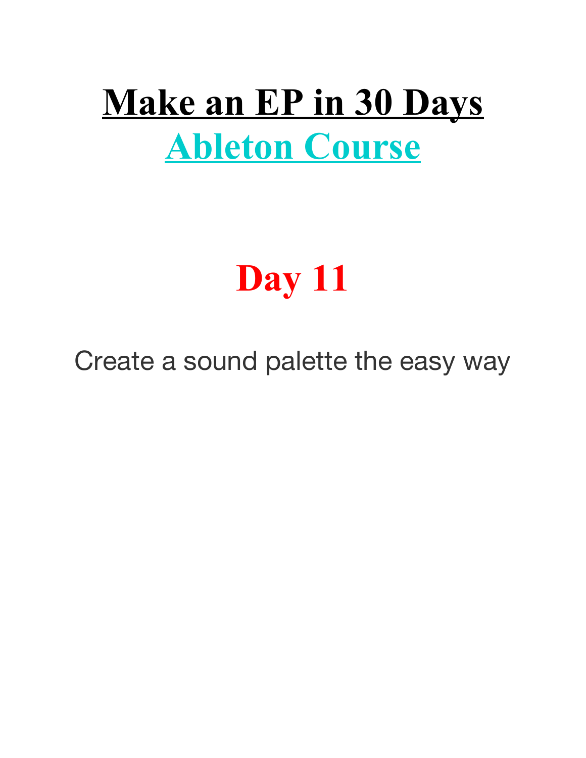# Make an EP in 30 Days

## Ableton Course

# Day 11

Create a sound palette the easy way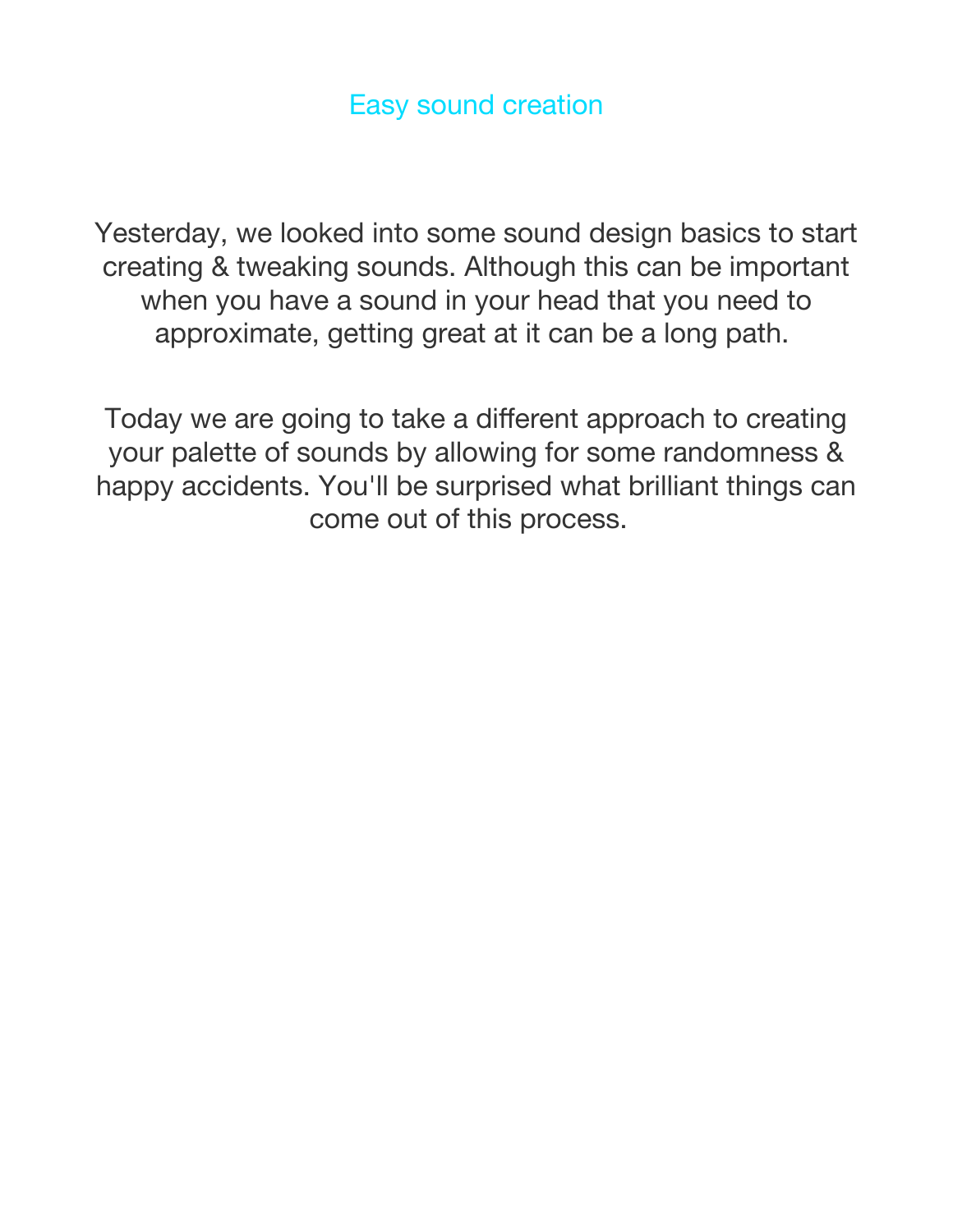# Easy sound creation

Yesterday, we looked into some sound design basics to start creating & tweaking sounds. Although this can be important when you have a sound in your head that you need to approximate, getting great at it can be a long path.

Today we are going to take a different approach to creating your palette of sounds by allowing for some randomness & happy accidents. You'll be surprised what brilliant things can come out of this process.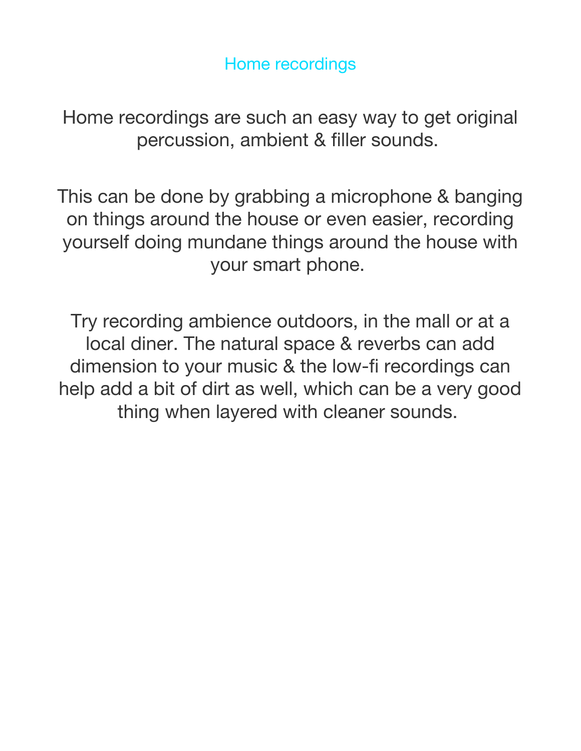## Home recordings

Home recordings are such an easy way to get original percussion, ambient & filler sounds.

This can be done by grabbing a microphone & banging on things around the house or even easier, recording yourself doing mundane things around the house with your smart phone.

Try recording ambience outdoors, in the mall or at a local diner. The natural space & reverbs can add dimension to your music & the low-fi recordings can help add a bit of dirt as well, which can be a very good thing when layered with cleaner sounds.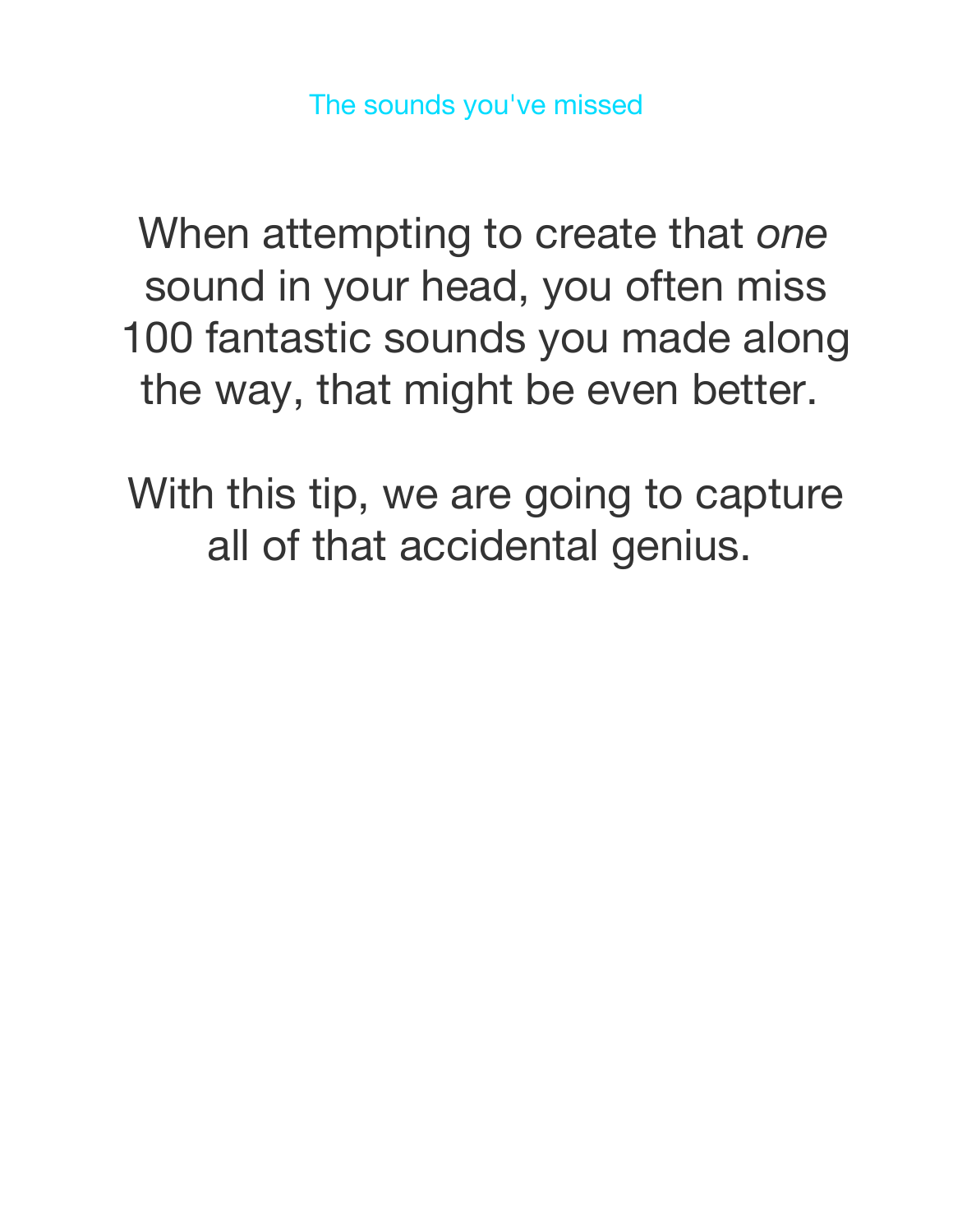## The sounds you've missed

When attempting to create that *one* sound in your head, you often miss 100 fantastic sounds you made along the way, that might be even better.

With this tip, we are going to capture all of that accidental genius.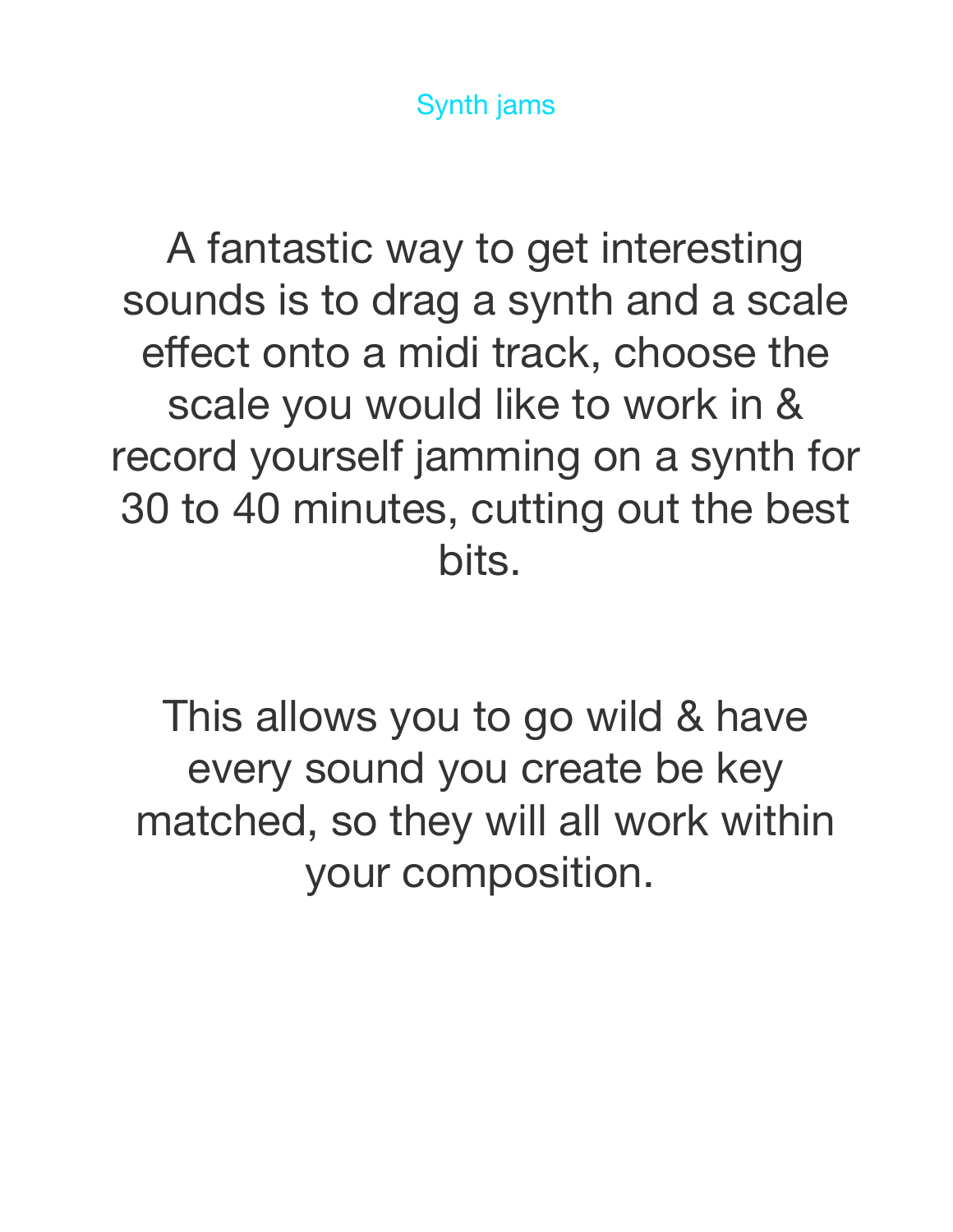## Synth jams

A fantastic way to get interesting sounds is to drag a synth and a scale effect onto a midi track, choose the scale you would like to work in & record yourself jamming on a synth for 30 to 40 minutes, cutting out the best bits.

This allows you to go wild & have every sound you create be key matched, so they will all work within your composition.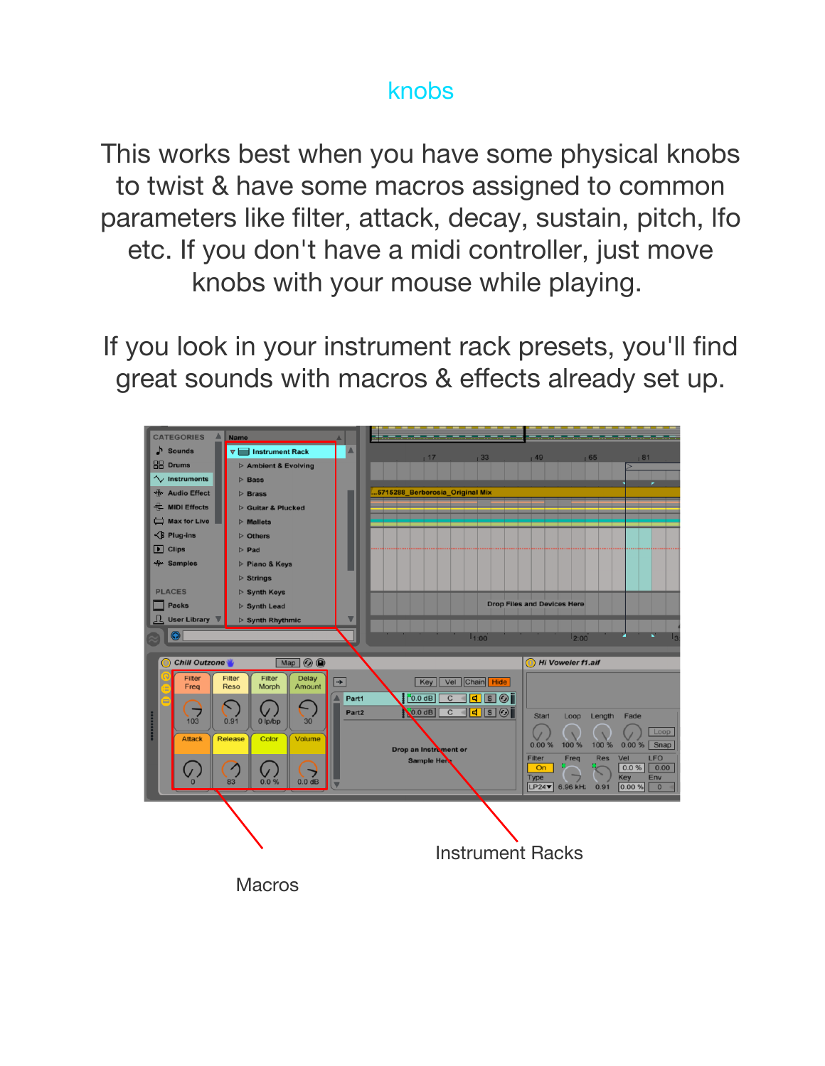# knobs

This works best when you have some physical knobs to twist & have some macros assigned to common parameters like filter, attack, decay, sustain, pitch, lfo etc. If you don't have a midi controller, just move knobs with your mouse while playing.

If you look in your instrument rack presets, you'll find great sounds with macros & effects already set up.

Instrument Racks

Macros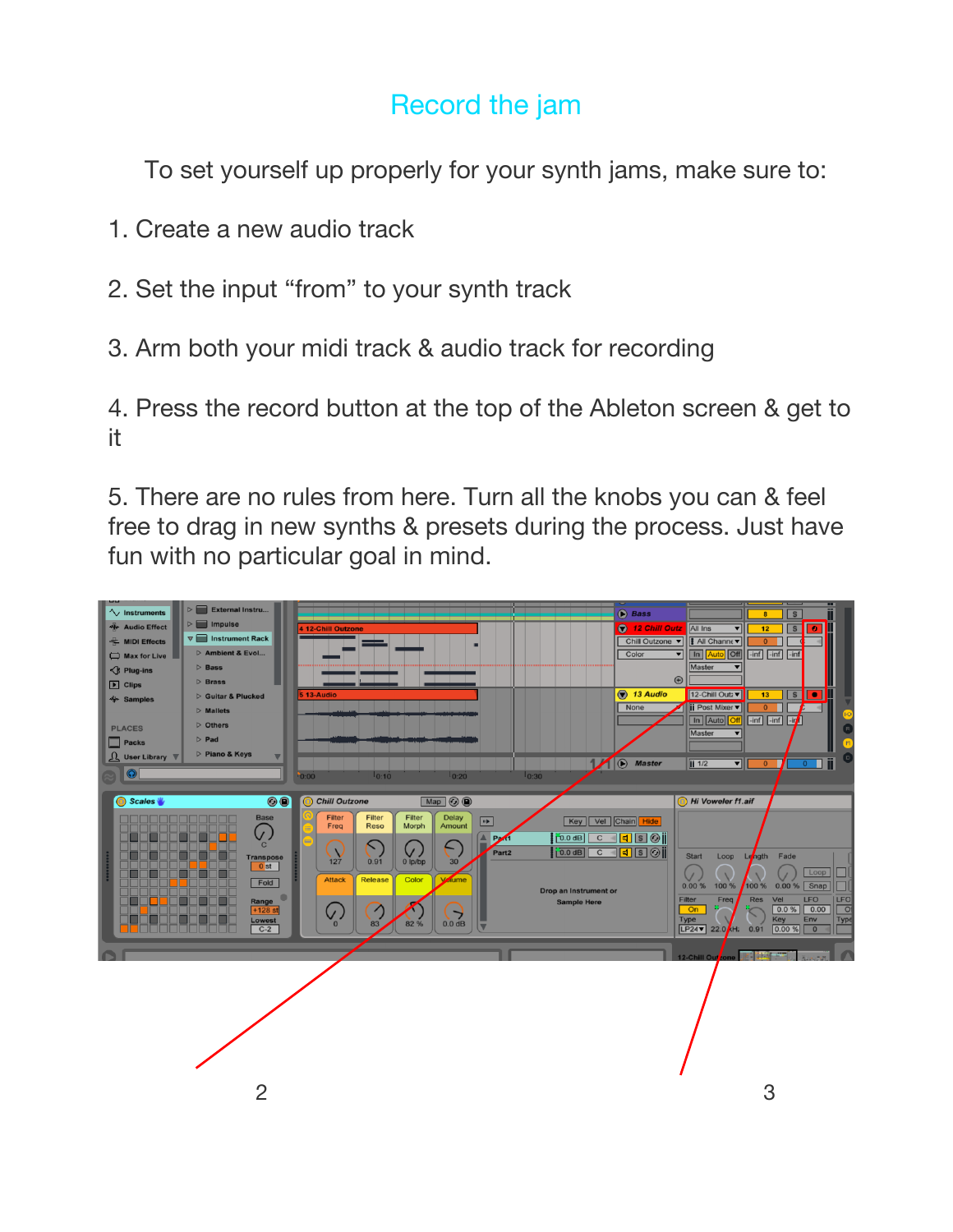# Record the jam

To set yourself up properly for your synth jams, make sure to:

1. Create a new audio track

2. Set the input "from" to your synth track

3. Arm both your midi track & audio track for recording

4. Press the record button at the top of the Ableton screen & get to it

5. There are no rules from here. Turn all the knobs you can & feel free to drag in new synths & presets during the process. Just have fun with no particular goal in mind.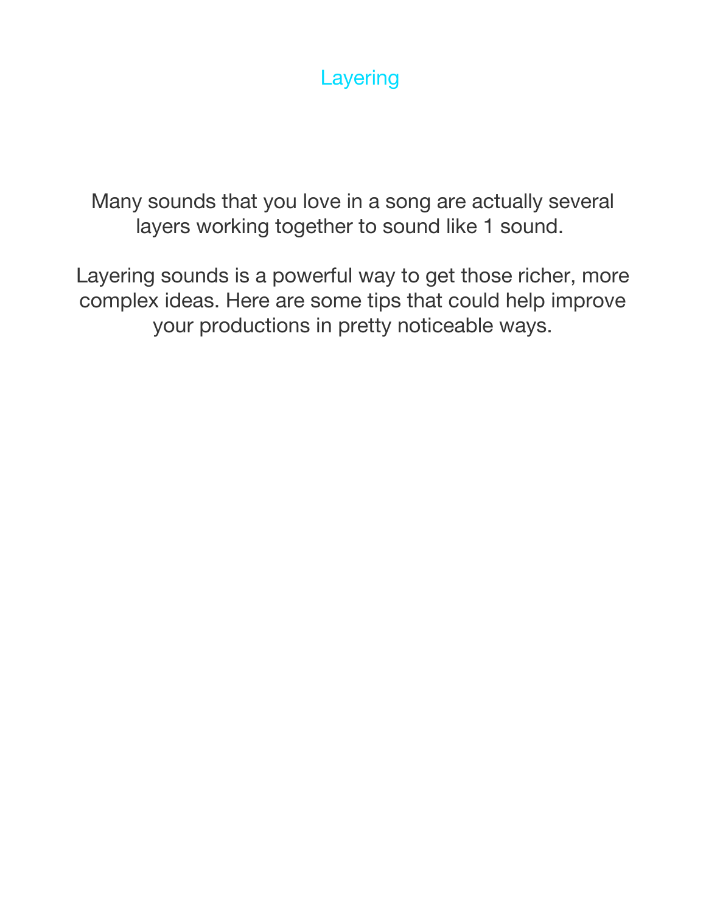# Layering

Many sounds that you love in a song are actually several layers working together to sound like 1 sound.

Layering sounds is a powerful way to get those richer, more complex ideas. Here are some tips that could help improve your productions in pretty noticeable ways.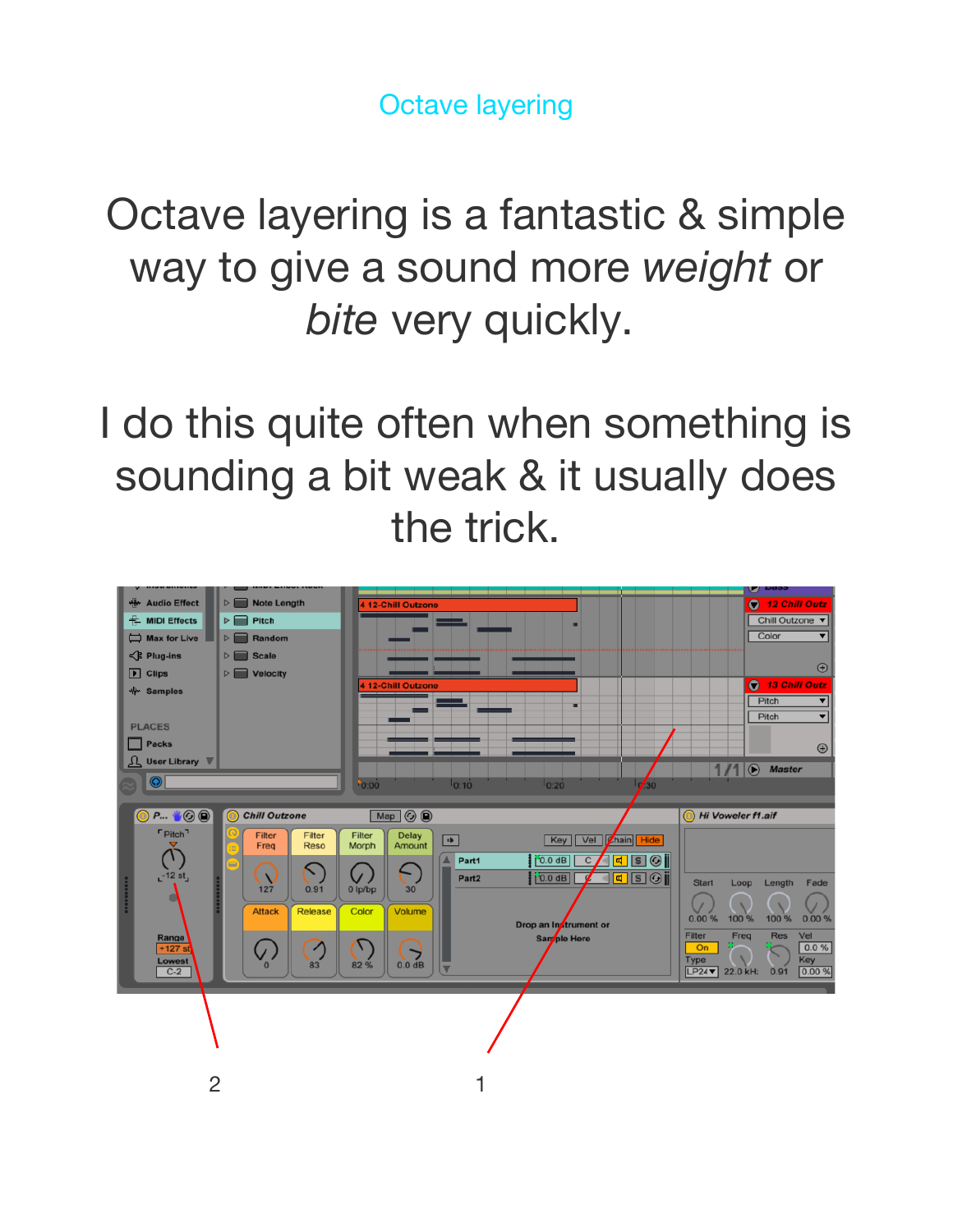# Octave layering

Octave layering is a fantastic & simple way to give a sound more *weight* or *bite* very quickly.

I do this quite often when something is sounding a bit weak & it usually does the trick.

2 1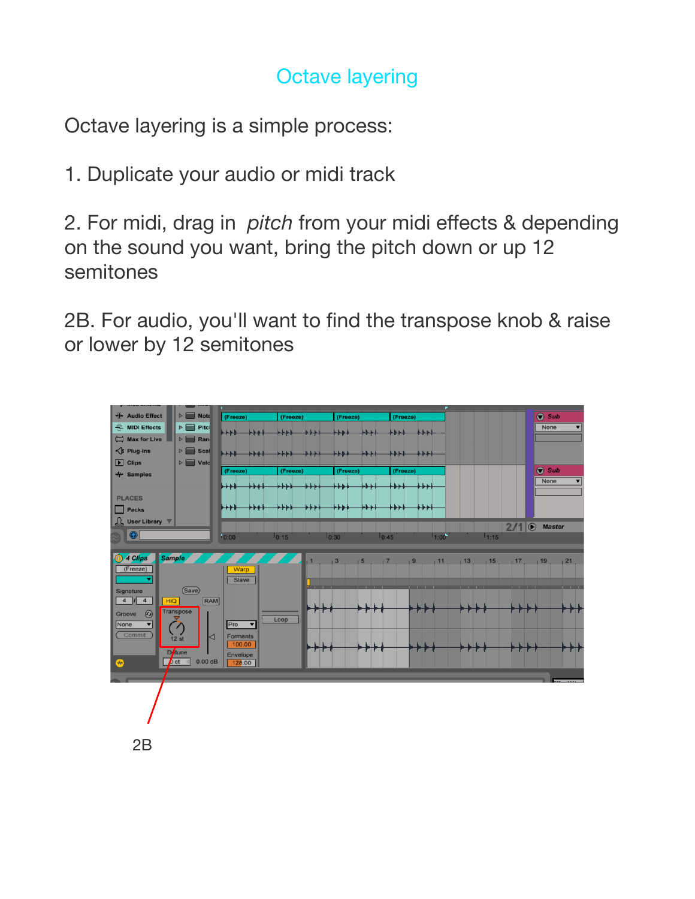# Octave layering

Octave layering is a simple process:

1. Duplicate your audio or midi track

2. For midi, drag in *pitch* from your midi effects & depending on the sound you want, bring the pitch down or up 12 semitones

2B. For audio, you'll want to find the transpose knob & raise or lower by 12 semitones

2B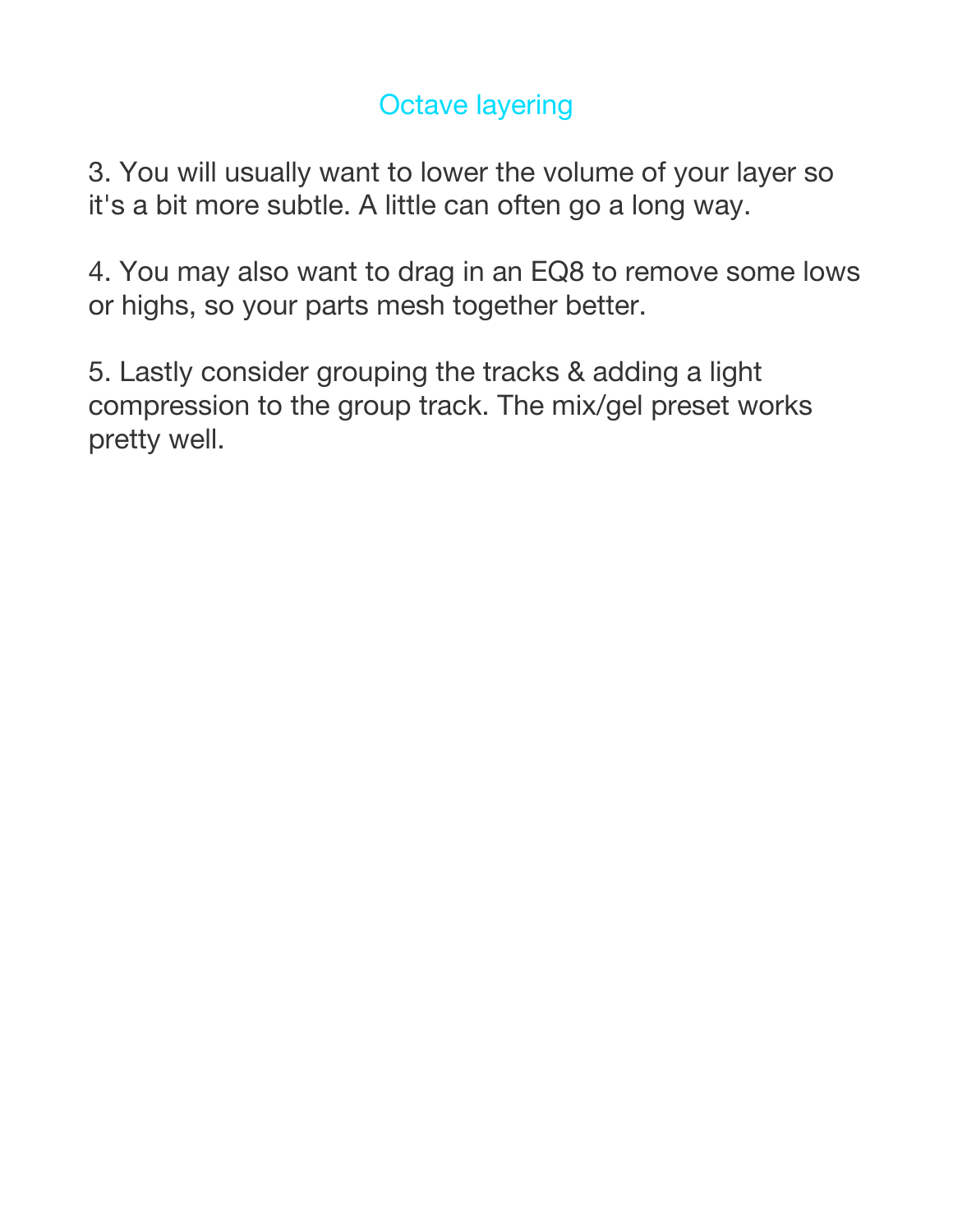## Octave layering

3. You will usually want to lower the volume of your layer so it's a bit more subtle. A little can often go a long way.

4. You may also want to drag in an EQ8 to remove some lows or highs, so your parts mesh together better.

5. Lastly consider grouping the tracks & adding a light compression to the group track. The mix/gel preset works pretty well.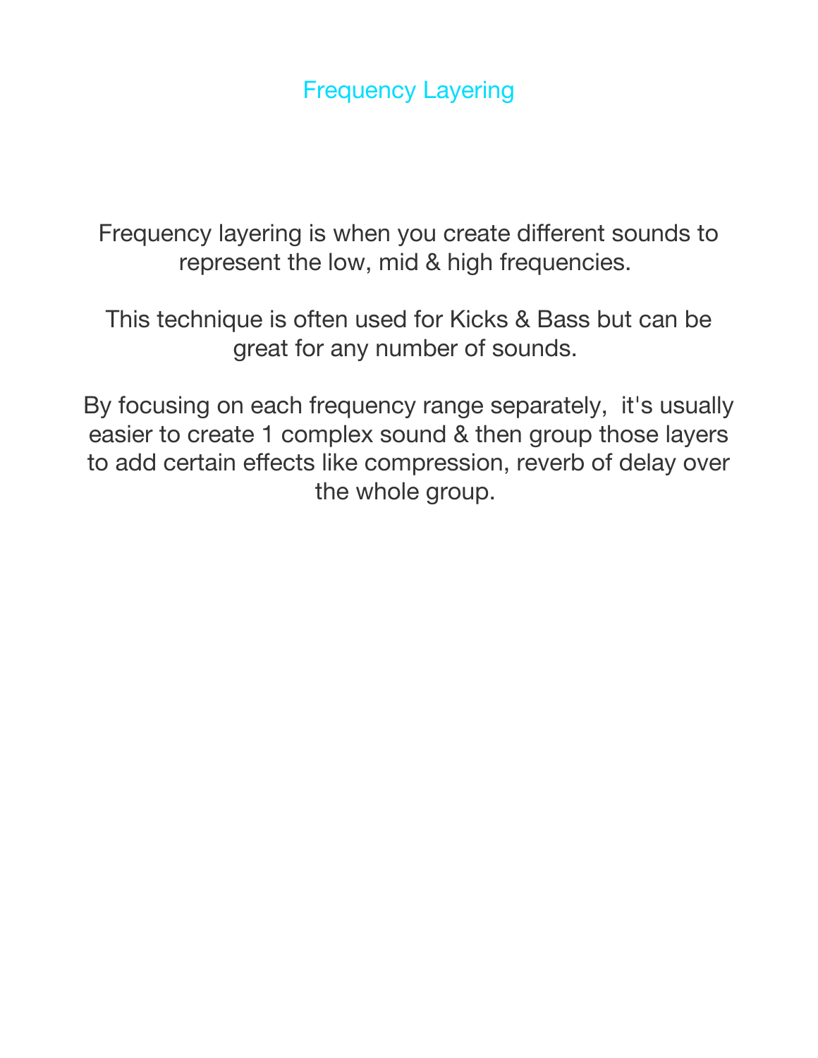# Frequency Layering

Frequency layering is when you create different sounds to represent the low, mid & high frequencies.

This technique is often used for Kicks & Bass but can be great for any number of sounds.

By focusing on each frequency range separately,  it's usually easier to create 1 complex sound & then group those layers to add certain effects like compression, reverb of delay over the whole group.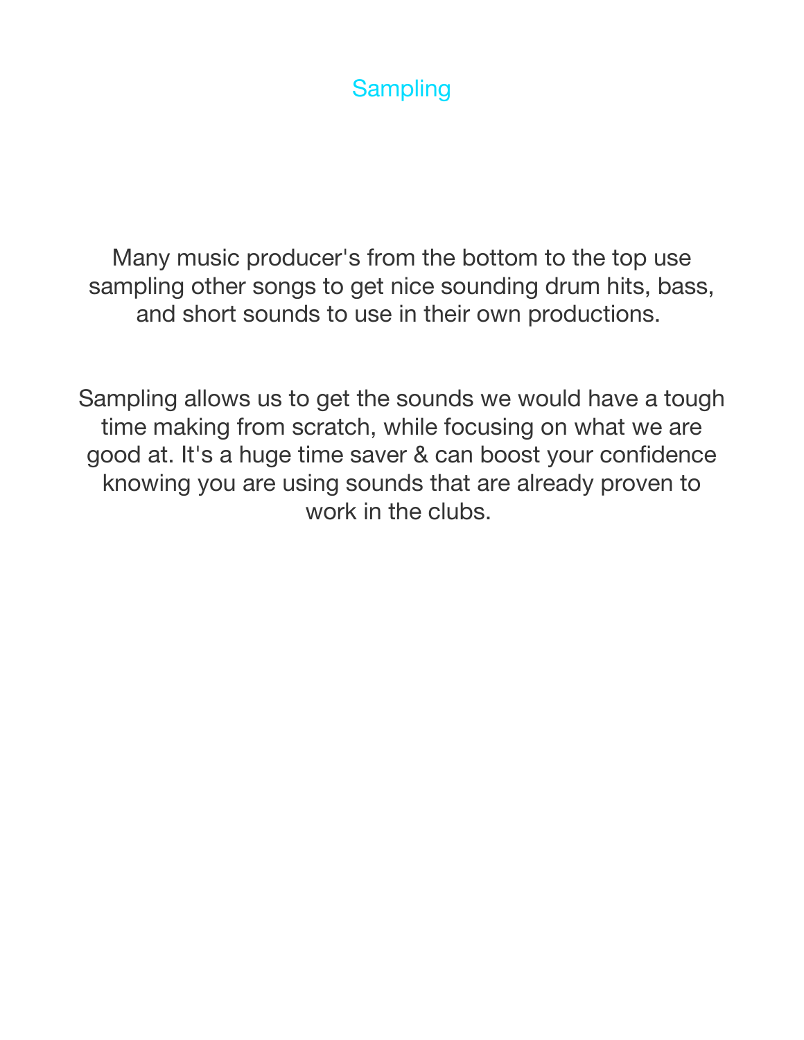# Sampling

Many music producer's from the bottom to the top use sampling other songs to get nice sounding drum hits, bass, and short sounds to use in their own productions.

Sampling allows us to get the sounds we would have a tough time making from scratch, while focusing on what we are good at. It's a huge time saver & can boost your confidence knowing you are using sounds that are already proven to work in the clubs.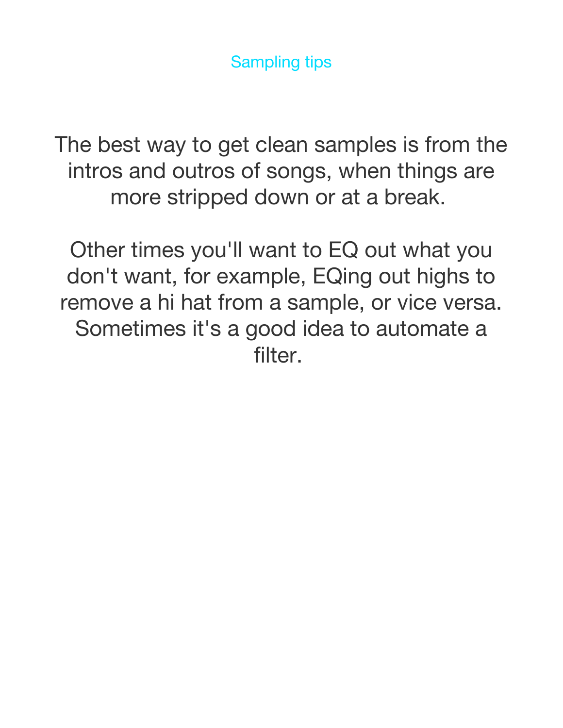## Sampling tips

The best way to get clean samples is from the intros and outros of songs, when things are more stripped down or at a break.

Other times you'll want to EQ out what you don't want, for example, EQing out highs to remove a hi hat from a sample, or vice versa. Sometimes it's a good idea to automate a filter.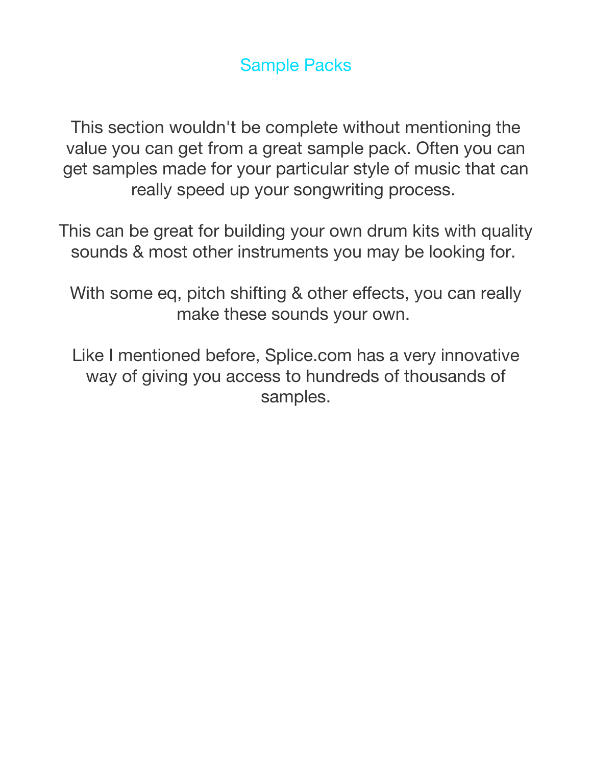## Sample Packs

This section wouldn't be complete without mentioning the value you can get from a great sample pack. Often you can get samples made for your particular style of music that can really speed up your songwriting process.

This can be great for building your own drum kits with quality sounds & most other instruments you may be looking for.

With some eq, pitch shifting & other effects, you can really make these sounds your own.

Like I mentioned before, Splice.com has a very innovative way of giving you access to hundreds of thousands of samples.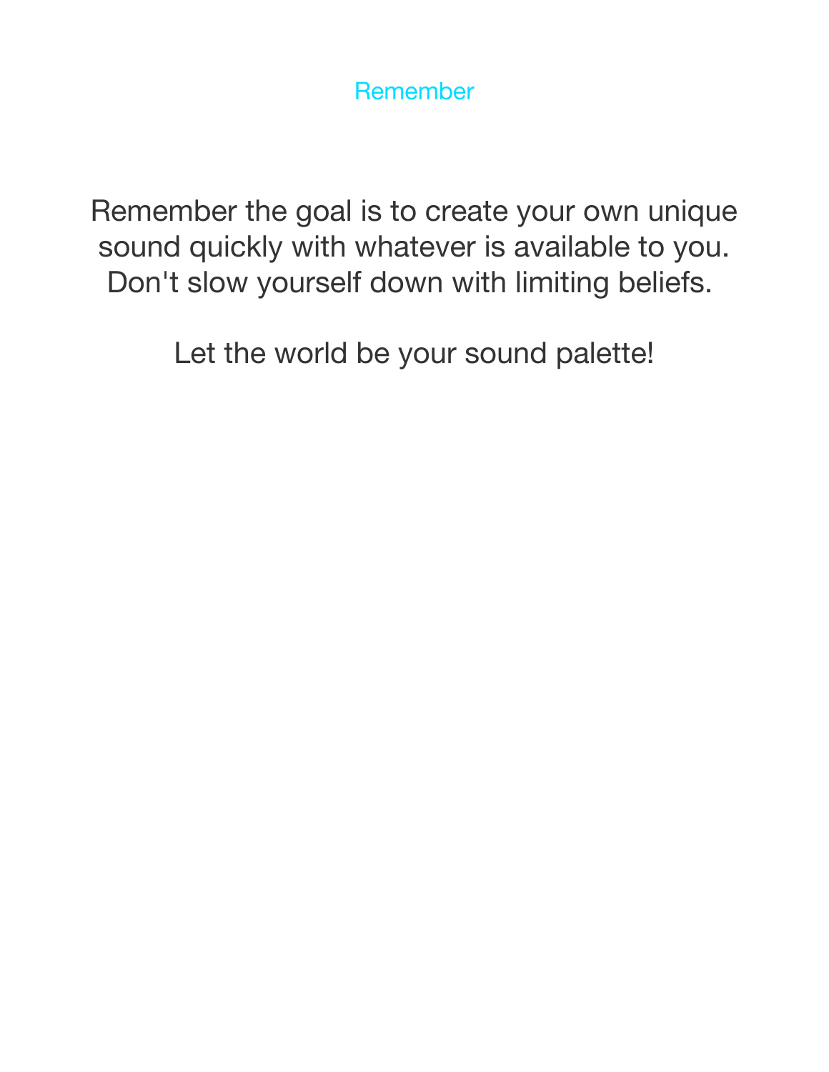## Remember

Remember the goal is to create your own unique sound quickly with whatever is available to you. Don't slow yourself down with limiting beliefs.

Let the world be your sound palette!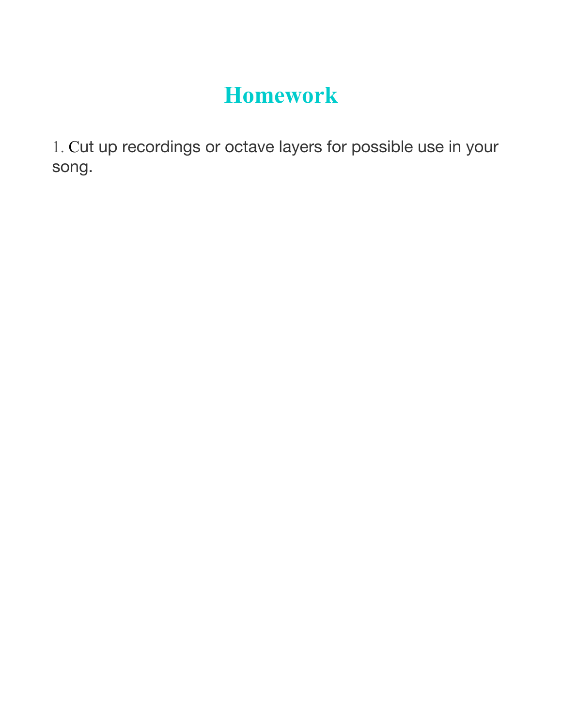# Homework

1. Cut up recordings or octave layers for possible use in your song.